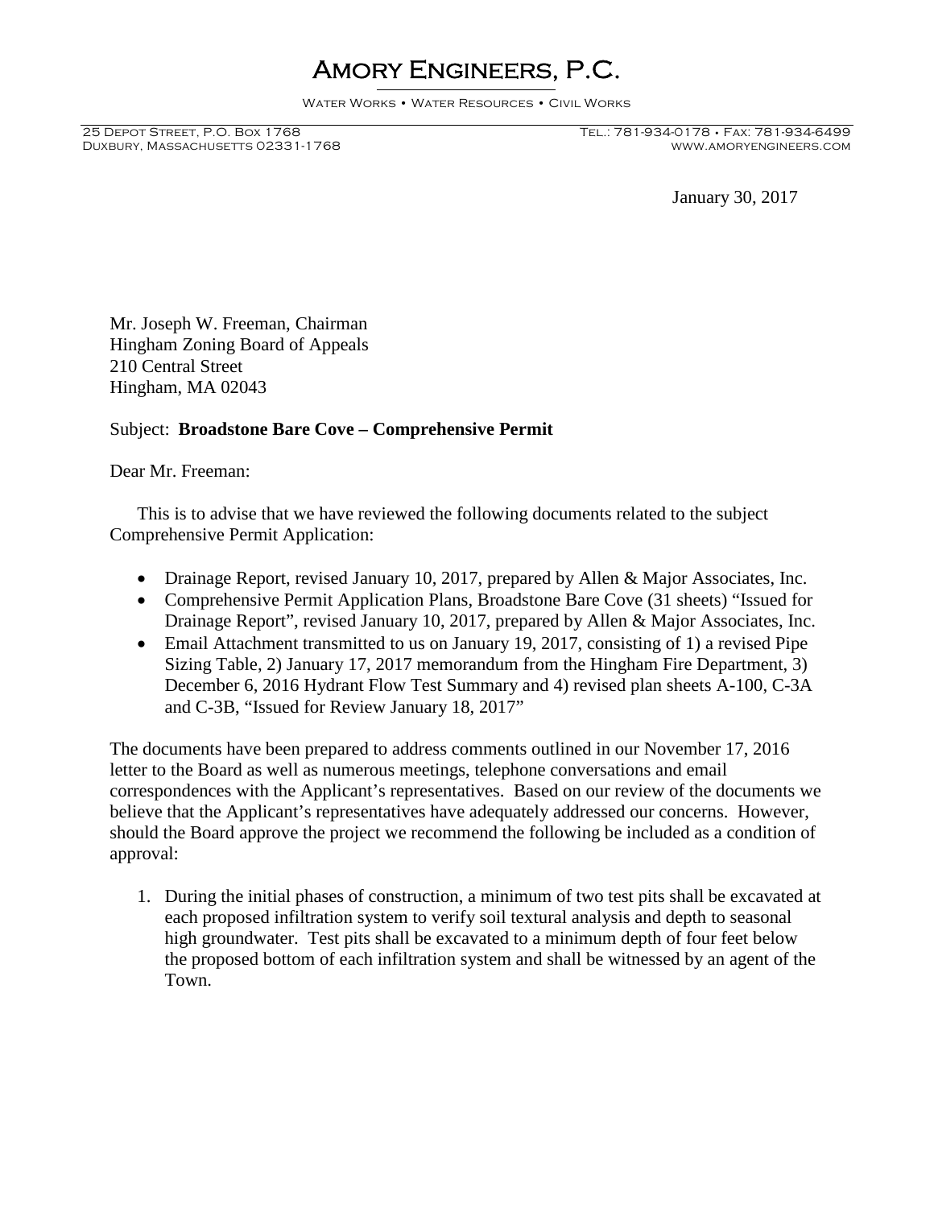# AMORY ENGINEERS, P.C.

WATER WORKS • WATER RESOURCES • CIVIL WORKS

25 DEPOT STREET, P.O. BOX 1768
DUXBURY, MASSACHUSETTS 02331-1768

TEL.: 781-934-0178 • FAX: 781-934-6499
WWW.AMORYENGINEERS.COM

January 30, 2017

Mr. Joseph W. Freeman, Chairman
Hingham Zoning Board of Appeals
210 Central Street
Hingham, MA 02043

Subject: **Broadstone Bare Cove – Comprehensive Permit**

Dear Mr. Freeman:

This is to advise that we have reviewed the following documents related to the subject Comprehensive Permit Application:

- Drainage Report, revised January 10, 2017, prepared by Allen & Major Associates, Inc.
- Comprehensive Permit Application Plans, Broadstone Bare Cove (31 sheets) "Issued for Drainage Report", revised January 10, 2017, prepared by Allen & Major Associates, Inc.
- Email Attachment transmitted to us on January 19, 2017, consisting of 1) a revised Pipe Sizing Table, 2) January 17, 2017 memorandum from the Hingham Fire Department, 3) December 6, 2016 Hydrant Flow Test Summary and 4) revised plan sheets A-100, C-3A and C-3B, "Issued for Review January 18, 2017"

The documents have been prepared to address comments outlined in our November 17, 2016 letter to the Board as well as numerous meetings, telephone conversations and email correspondences with the Applicant's representatives. Based on our review of the documents we believe that the Applicant's representatives have adequately addressed our concerns. However, should the Board approve the project we recommend the following be included as a condition of approval:

1. During the initial phases of construction, a minimum of two test pits shall be excavated at each proposed infiltration system to verify soil textural analysis and depth to seasonal high groundwater. Test pits shall be excavated to a minimum depth of four feet below the proposed bottom of each infiltration system and shall be witnessed by an agent of the Town.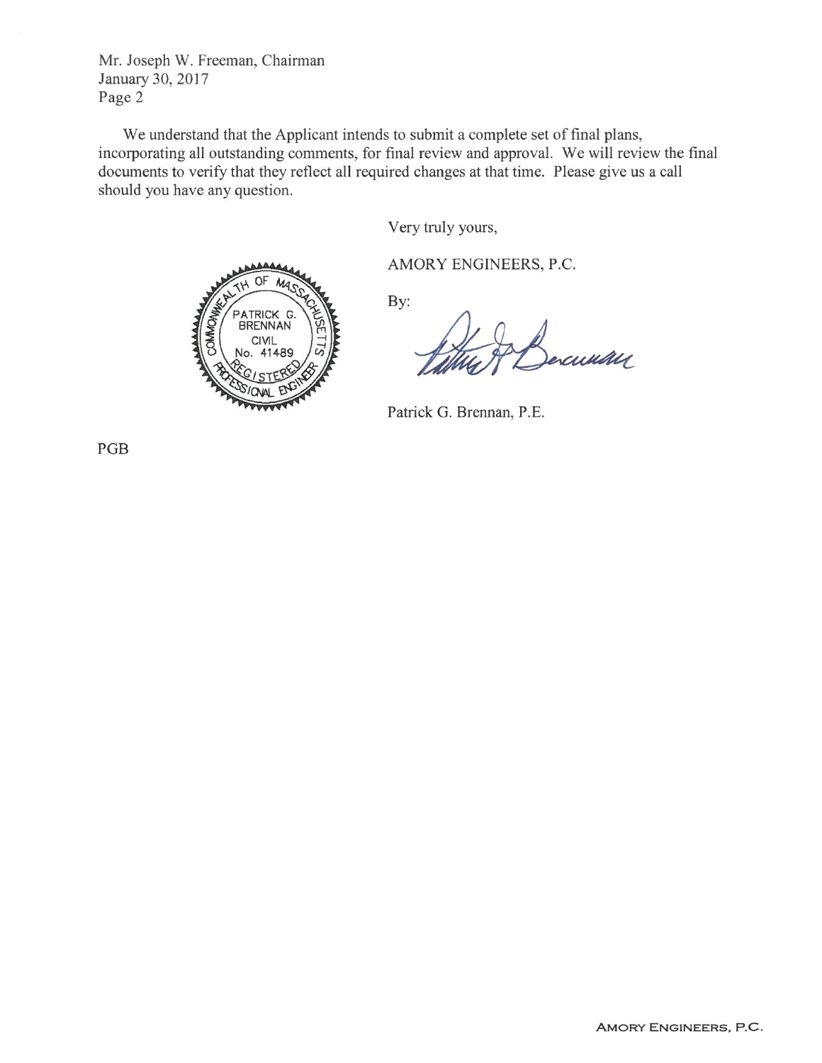Mr. Joseph W. Freeman, Chairman
January 30, 2017
Page 2

We understand that the Applicant intends to submit a complete set of final plans, incorporating all outstanding comments, for final review and approval. We will review the final documents to verify that they reflect all required changes at that time. Please give us a call should you have any question.

Very truly yours,

AMORY ENGINEERS, P.C.

COMMONWEALTH OF MASSACHUSETTS
PATRICK G. BRENNAN
CIVIL
No. 41489
REGISTERED PROFESSIONAL ENGINEER

By:

Patrick G. Brennan, P.E.

PGB